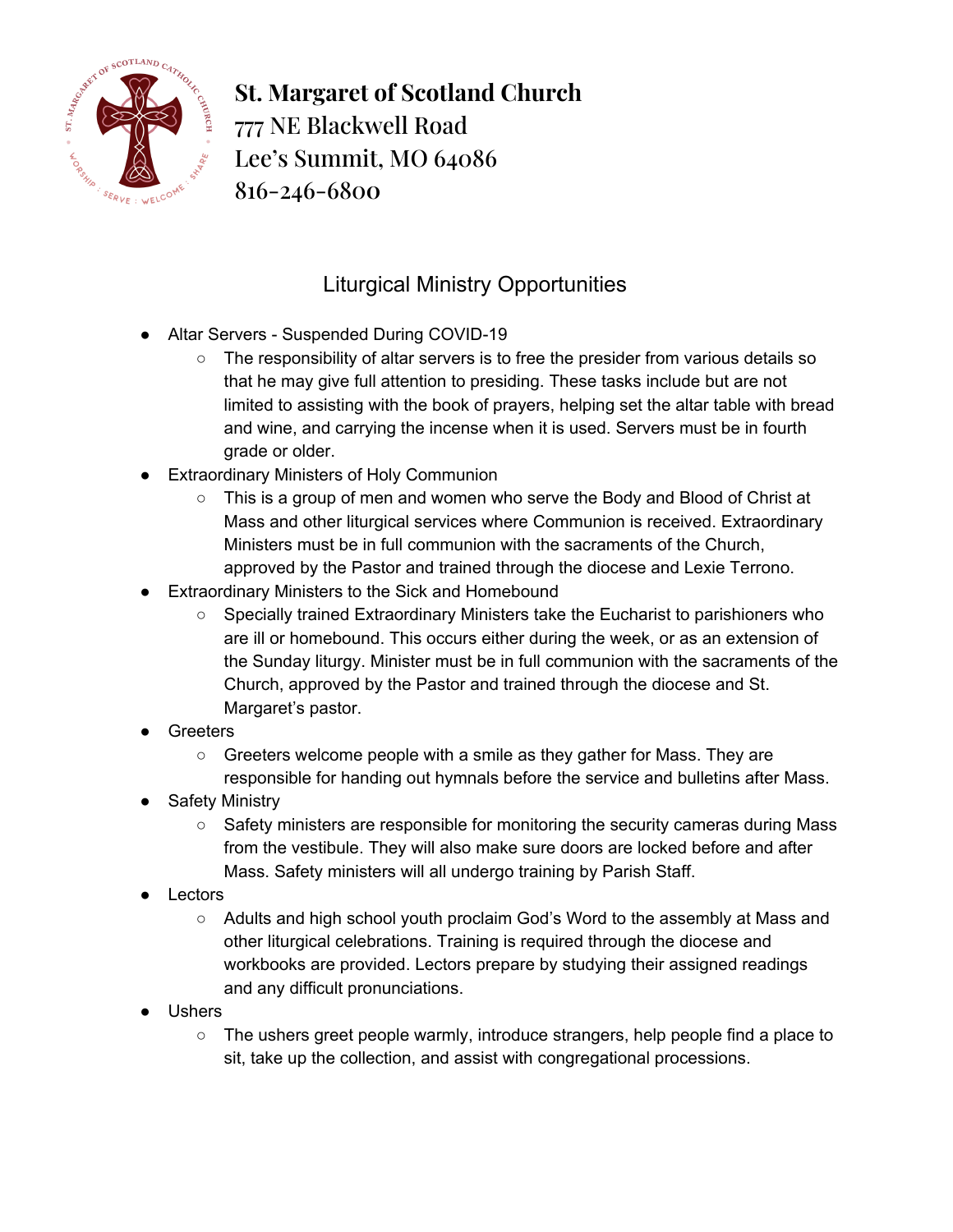# St. Margaret of Scotland Church
777 NE Blackwell Road
Lee's Summit, MO 64086
816-246-6800

## Liturgical Ministry Opportunities

- Altar Servers - Suspended During COVID-19
  - The responsibility of altar servers is to free the presider from various details so that he may give full attention to presiding. These tasks include but are not limited to assisting with the book of prayers, helping set the altar table with bread and wine, and carrying the incense when it is used. Servers must be in fourth grade or older.
- Extraordinary Ministers of Holy Communion
  - This is a group of men and women who serve the Body and Blood of Christ at Mass and other liturgical services where Communion is received. Extraordinary Ministers must be in full communion with the sacraments of the Church, approved by the Pastor and trained through the diocese and Lexie Terrono.
- Extraordinary Ministers to the Sick and Homebound
  - Specially trained Extraordinary Ministers take the Eucharist to parishioners who are ill or homebound. This occurs either during the week, or as an extension of the Sunday liturgy. Minister must be in full communion with the sacraments of the Church, approved by the Pastor and trained through the diocese and St. Margaret's pastor.
- Greeters
  - Greeters welcome people with a smile as they gather for Mass. They are responsible for handing out hymnals before the service and bulletins after Mass.
- Safety Ministry
  - Safety ministers are responsible for monitoring the security cameras during Mass from the vestibule. They will also make sure doors are locked before and after Mass. Safety ministers will all undergo training by Parish Staff.
- Lectors
  - Adults and high school youth proclaim God's Word to the assembly at Mass and other liturgical celebrations. Training is required through the diocese and workbooks are provided. Lectors prepare by studying their assigned readings and any difficult pronunciations.
- Ushers
  - The ushers greet people warmly, introduce strangers, help people find a place to sit, take up the collection, and assist with congregational processions.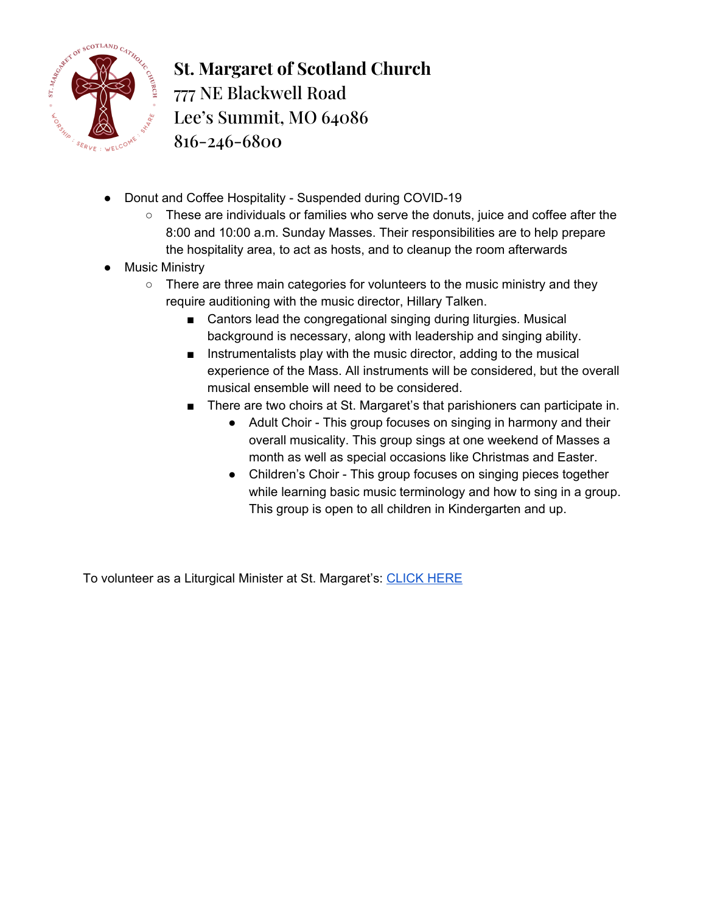**St. Margaret of Scotland Church**
777 NE Blackwell Road
Lee's Summit, MO 64086
816-246-6800

- Donut and Coffee Hospitality - Suspended during COVID-19
  - These are individuals or families who serve the donuts, juice and coffee after the 8:00 and 10:00 a.m. Sunday Masses. Their responsibilities are to help prepare the hospitality area, to act as hosts, and to cleanup the room afterwards
- Music Ministry
  - There are three main categories for volunteers to the music ministry and they require auditioning with the music director, Hillary Talken.
    - Cantors lead the congregational singing during liturgies. Musical background is necessary, along with leadership and singing ability.
    - Instrumentalists play with the music director, adding to the musical experience of the Mass. All instruments will be considered, but the overall musical ensemble will need to be considered.
    - There are two choirs at St. Margaret's that parishioners can participate in.
      - Adult Choir - This group focuses on singing in harmony and their overall musicality. This group sings at one weekend of Masses a month as well as special occasions like Christmas and Easter.
      - Children's Choir - This group focuses on singing pieces together while learning basic music terminology and how to sing in a group. This group is open to all children in Kindergarten and up.

To volunteer as a Liturgical Minister at St. Margaret's: CLICK HERE